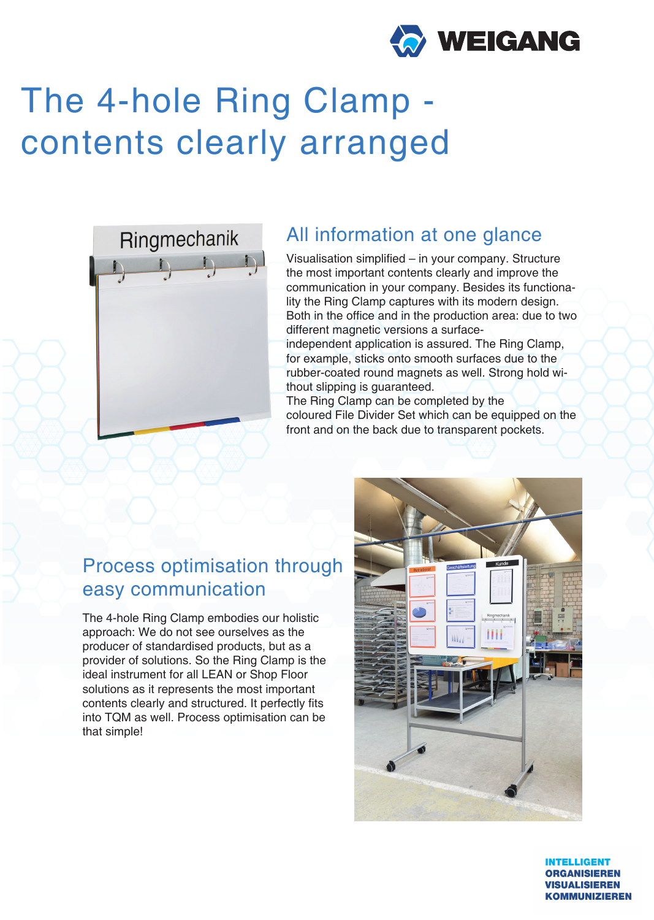# The 4-hole Ring Clamp - contents clearly arranged

## All information at one glance

Visualisation simplified – in your company. Structure the most important contents clearly and improve the communication in your company. Besides its functionality the Ring Clamp captures with its modern design. Both in the office and in the production area: due to two different magnetic versions a surface-independent application is assured. The Ring Clamp, for example, sticks onto smooth surfaces due to the rubber-coated round magnets as well. Strong hold without slipping is guaranteed.
The Ring Clamp can be completed by the coloured File Divider Set which can be equipped on the front and on the back due to transparent pockets.

## Process optimisation through easy communication

The 4-hole Ring Clamp embodies our holistic approach: We do not see ourselves as the producer of standardised products, but as a provider of solutions. So the Ring Clamp is the ideal instrument for all LEAN or Shop Floor solutions as it represents the most important contents clearly and structured. It perfectly fits into TQM as well. Process optimisation can be that simple!

**INTELLIGENT
ORGANISIEREN
VISUALISIEREN
KOMMUNIZIEREN**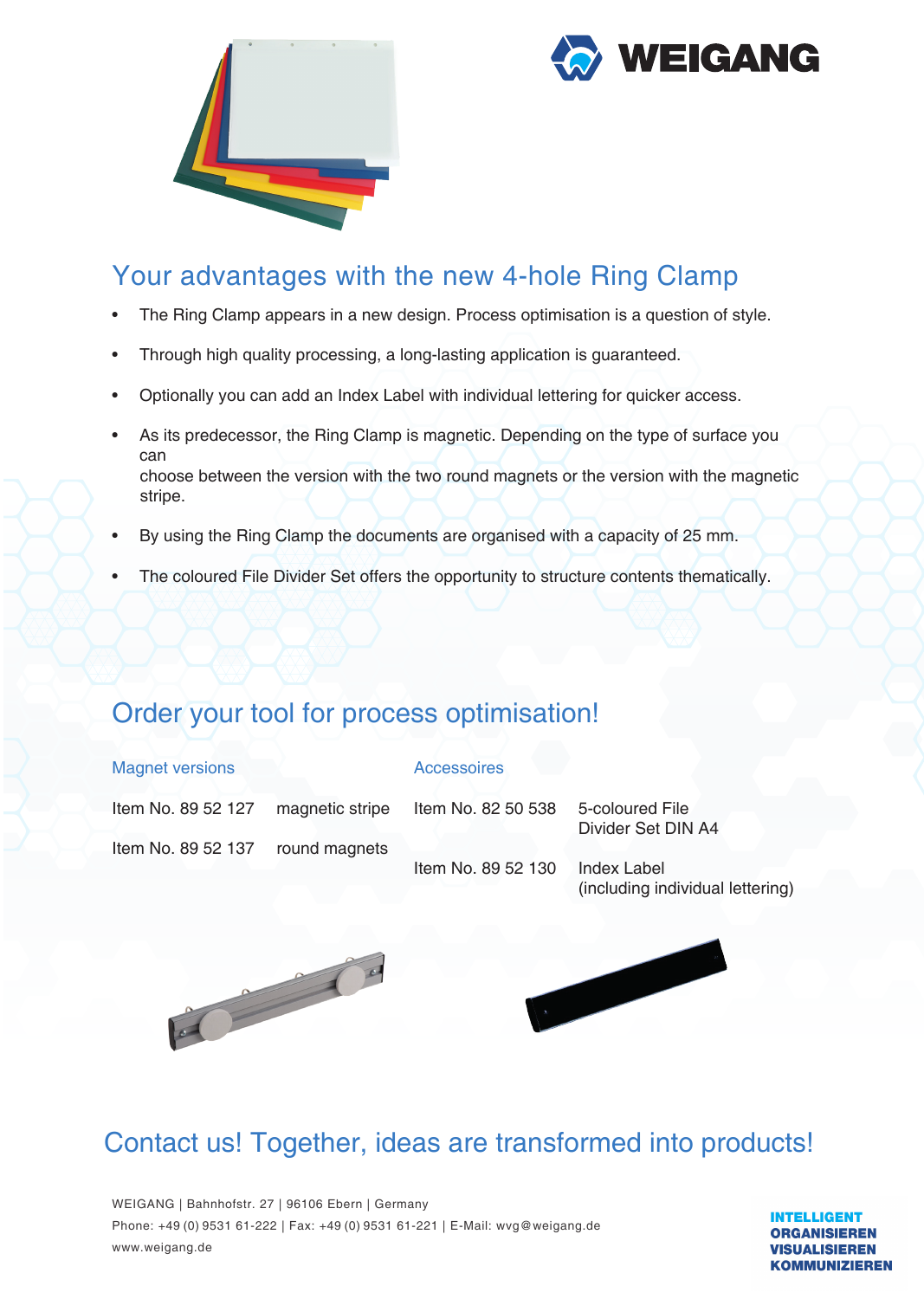WEIGANG

## Your advantages with the new 4-hole Ring Clamp

- The Ring Clamp appears in a new design. Process optimisation is a question of style.
- Through high quality processing, a long-lasting application is guaranteed.
- Optionally you can add an Index Label with individual lettering for quicker access.
- As its predecessor, the Ring Clamp is magnetic. Depending on the type of surface you can choose between the version with the two round magnets or the version with the magnetic stripe.
- By using the Ring Clamp the documents are organised with a capacity of 25 mm.
- The coloured File Divider Set offers the opportunity to structure contents thematically.

## Order your tool for process optimisation!

### Magnet versions

| | |
|---|---|
| Item No. 89 52 127 | magnetic stripe |
| Item No. 89 52 137 | round magnets |

### Accessoires

| | |
|---|---|
| Item No. 82 50 538 | 5-coloured File Divider Set DIN A4 |
| Item No. 89 52 130 | Index Label (including individual lettering) |

## Contact us! Together, ideas are transformed into products!

WEIGANG | Bahnhofstr. 27 | 96106 Ebern | Germany
Phone: +49 (0) 9531 61-222 | Fax: +49 (0) 9531 61-221 | E-Mail: wvg@weigang.de
www.weigang.de

**INTELLIGENT**
**ORGANISIEREN**
**VISUALISIEREN**
**KOMMUNIZIEREN**